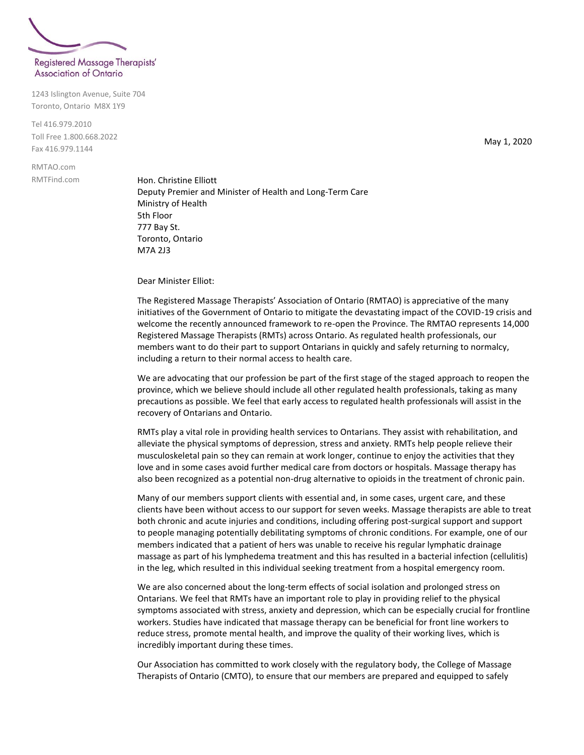Registered Massage Therapists' Association of Ontario

1243 Islington Avenue, Suite 704
Toronto, Ontario M8X 1Y9

Tel 416.979.2010
Toll Free 1.800.668.2022
Fax 416.979.1144

RMTAO.com
RMTFind.com

May 1, 2020

Hon. Christine Elliott
Deputy Premier and Minister of Health and Long-Term Care
Ministry of Health
5th Floor
777 Bay St.
Toronto, Ontario
M7A 2J3

Dear Minister Elliot:

The Registered Massage Therapists' Association of Ontario (RMTAO) is appreciative of the many initiatives of the Government of Ontario to mitigate the devastating impact of the COVID-19 crisis and welcome the recently announced framework to re-open the Province. The RMTAO represents 14,000 Registered Massage Therapists (RMTs) across Ontario. As regulated health professionals, our members want to do their part to support Ontarians in quickly and safely returning to normalcy, including a return to their normal access to health care.

We are advocating that our profession be part of the first stage of the staged approach to reopen the province, which we believe should include all other regulated health professionals, taking as many precautions as possible. We feel that early access to regulated health professionals will assist in the recovery of Ontarians and Ontario.

RMTs play a vital role in providing health services to Ontarians. They assist with rehabilitation, and alleviate the physical symptoms of depression, stress and anxiety. RMTs help people relieve their musculoskeletal pain so they can remain at work longer, continue to enjoy the activities that they love and in some cases avoid further medical care from doctors or hospitals. Massage therapy has also been recognized as a potential non-drug alternative to opioids in the treatment of chronic pain.

Many of our members support clients with essential and, in some cases, urgent care, and these clients have been without access to our support for seven weeks. Massage therapists are able to treat both chronic and acute injuries and conditions, including offering post-surgical support and support to people managing potentially debilitating symptoms of chronic conditions. For example, one of our members indicated that a patient of hers was unable to receive his regular lymphatic drainage massage as part of his lymphedema treatment and this has resulted in a bacterial infection (cellulitis) in the leg, which resulted in this individual seeking treatment from a hospital emergency room.

We are also concerned about the long-term effects of social isolation and prolonged stress on Ontarians. We feel that RMTs have an important role to play in providing relief to the physical symptoms associated with stress, anxiety and depression, which can be especially crucial for frontline workers. Studies have indicated that massage therapy can be beneficial for front line workers to reduce stress, promote mental health, and improve the quality of their working lives, which is incredibly important during these times.

Our Association has committed to work closely with the regulatory body, the College of Massage Therapists of Ontario (CMTO), to ensure that our members are prepared and equipped to safely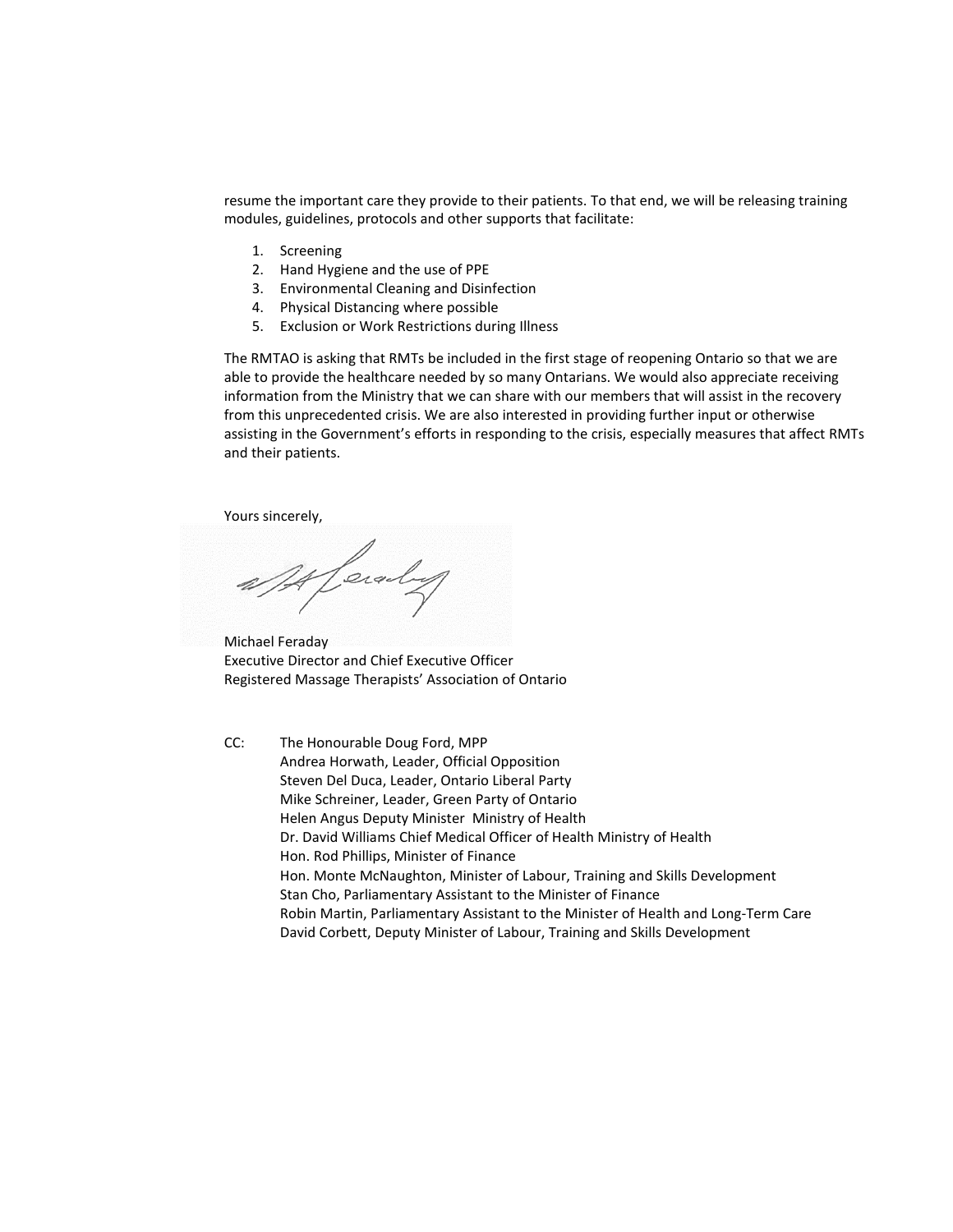resume the important care they provide to their patients. To that end, we will be releasing training modules, guidelines, protocols and other supports that facilitate:

1. Screening
2. Hand Hygiene and the use of PPE
3. Environmental Cleaning and Disinfection
4. Physical Distancing where possible
5. Exclusion or Work Restrictions during Illness

The RMTAO is asking that RMTs be included in the first stage of reopening Ontario so that we are able to provide the healthcare needed by so many Ontarians. We would also appreciate receiving information from the Ministry that we can share with our members that will assist in the recovery from this unprecedented crisis. We are also interested in providing further input or otherwise assisting in the Government's efforts in responding to the crisis, especially measures that affect RMTs and their patients.

Yours sincerely,

Michael Feraday
Executive Director and Chief Executive Officer
Registered Massage Therapists' Association of Ontario

CC: The Honourable Doug Ford, MPP
Andrea Horwath, Leader, Official Opposition
Steven Del Duca, Leader, Ontario Liberal Party
Mike Schreiner, Leader, Green Party of Ontario
Helen Angus Deputy Minister Ministry of Health
Dr. David Williams Chief Medical Officer of Health Ministry of Health
Hon. Rod Phillips, Minister of Finance
Hon. Monte McNaughton, Minister of Labour, Training and Skills Development
Stan Cho, Parliamentary Assistant to the Minister of Finance
Robin Martin, Parliamentary Assistant to the Minister of Health and Long-Term Care
David Corbett, Deputy Minister of Labour, Training and Skills Development